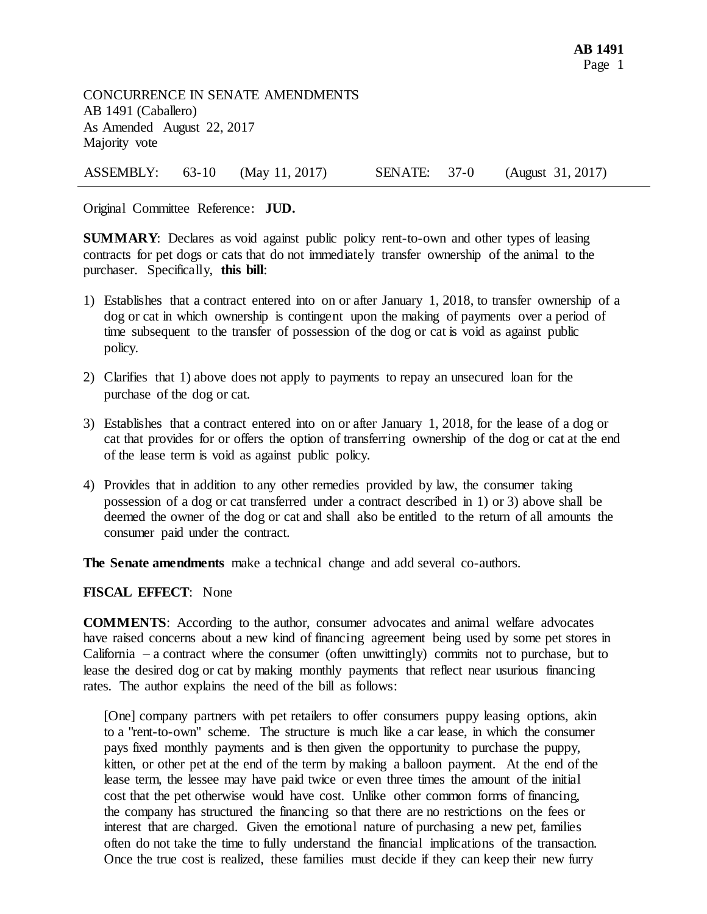CONCURRENCE IN SENATE AMENDMENTS
AB 1491 (Caballero)
As Amended August 22, 2017
Majority vote

| ASSEMBLY: | 63-10 | (May 11, 2017) | SENATE: | 37-0 | (August 31, 2017) |
|---|---|---|---|---|---|

Original Committee Reference: **JUD.**

**SUMMARY**: Declares as void against public policy rent-to-own and other types of leasing contracts for pet dogs or cats that do not immediately transfer ownership of the animal to the purchaser. Specifically, **this bill**:

1) Establishes that a contract entered into on or after January 1, 2018, to transfer ownership of a dog or cat in which ownership is contingent upon the making of payments over a period of time subsequent to the transfer of possession of the dog or cat is void as against public policy.

2) Clarifies that 1) above does not apply to payments to repay an unsecured loan for the purchase of the dog or cat.

3) Establishes that a contract entered into on or after January 1, 2018, for the lease of a dog or cat that provides for or offers the option of transferring ownership of the dog or cat at the end of the lease term is void as against public policy.

4) Provides that in addition to any other remedies provided by law, the consumer taking possession of a dog or cat transferred under a contract described in 1) or 3) above shall be deemed the owner of the dog or cat and shall also be entitled to the return of all amounts the consumer paid under the contract.

**The Senate amendments** make a technical change and add several co-authors.

**FISCAL EFFECT**: None

**COMMENTS**: According to the author, consumer advocates and animal welfare advocates have raised concerns about a new kind of financing agreement being used by some pet stores in California – a contract where the consumer (often unwittingly) commits not to purchase, but to lease the desired dog or cat by making monthly payments that reflect near usurious financing rates. The author explains the need of the bill as follows:

> [One] company partners with pet retailers to offer consumers puppy leasing options, akin to a "rent-to-own" scheme. The structure is much like a car lease, in which the consumer pays fixed monthly payments and is then given the opportunity to purchase the puppy, kitten, or other pet at the end of the term by making a balloon payment. At the end of the lease term, the lessee may have paid twice or even three times the amount of the initial cost that the pet otherwise would have cost. Unlike other common forms of financing, the company has structured the financing so that there are no restrictions on the fees or interest that are charged. Given the emotional nature of purchasing a new pet, families often do not take the time to fully understand the financial implications of the transaction. Once the true cost is realized, these families must decide if they can keep their new furry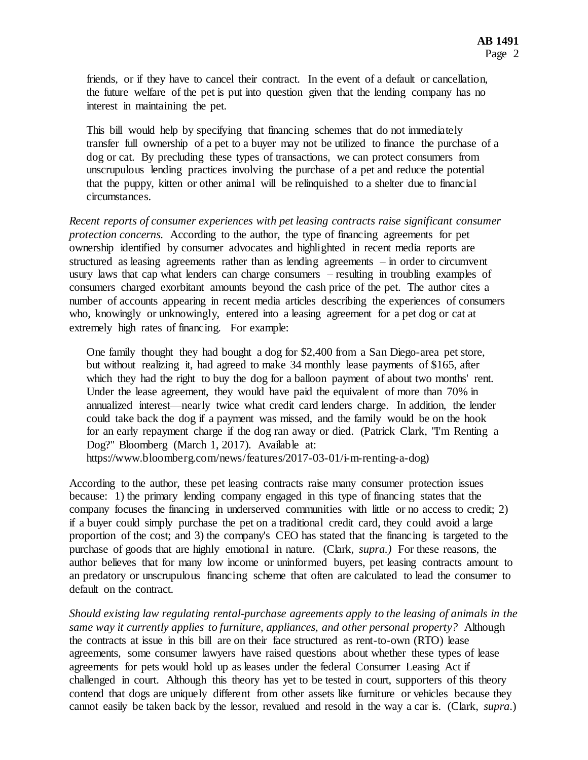friends, or if they have to cancel their contract. In the event of a default or cancellation, the future welfare of the pet is put into question given that the lending company has no interest in maintaining the pet.

> This bill would help by specifying that financing schemes that do not immediately transfer full ownership of a pet to a buyer may not be utilized to finance the purchase of a dog or cat. By precluding these types of transactions, we can protect consumers from unscrupulous lending practices involving the purchase of a pet and reduce the potential that the puppy, kitten or other animal will be relinquished to a shelter due to financial circumstances.

*Recent reports of consumer experiences with pet leasing contracts raise significant consumer protection concerns.* According to the author, the type of financing agreements for pet ownership identified by consumer advocates and highlighted in recent media reports are structured as leasing agreements rather than as lending agreements – in order to circumvent usury laws that cap what lenders can charge consumers – resulting in troubling examples of consumers charged exorbitant amounts beyond the cash price of the pet. The author cites a number of accounts appearing in recent media articles describing the experiences of consumers who, knowingly or unknowingly, entered into a leasing agreement for a pet dog or cat at extremely high rates of financing. For example:

> One family thought they had bought a dog for $2,400 from a San Diego-area pet store, but without realizing it, had agreed to make 34 monthly lease payments of $165, after which they had the right to buy the dog for a balloon payment of about two months' rent. Under the lease agreement, they would have paid the equivalent of more than 70% in annualized interest—nearly twice what credit card lenders charge. In addition, the lender could take back the dog if a payment was missed, and the family would be on the hook for an early repayment charge if the dog ran away or died. (Patrick Clark, "I'm Renting a Dog?" Bloomberg (March 1, 2017). Available at: https://www.bloomberg.com/news/features/2017-03-01/i-m-renting-a-dog)

According to the author, these pet leasing contracts raise many consumer protection issues because: 1) the primary lending company engaged in this type of financing states that the company focuses the financing in underserved communities with little or no access to credit; 2) if a buyer could simply purchase the pet on a traditional credit card, they could avoid a large proportion of the cost; and 3) the company's CEO has stated that the financing is targeted to the purchase of goods that are highly emotional in nature. (Clark, *supra.*) For these reasons, the author believes that for many low income or uninformed buyers, pet leasing contracts amount to an predatory or unscrupulous financing scheme that often are calculated to lead the consumer to default on the contract.

*Should existing law regulating rental-purchase agreements apply to the leasing of animals in the same way it currently applies to furniture, appliances, and other personal property?* Although the contracts at issue in this bill are on their face structured as rent-to-own (RTO) lease agreements, some consumer lawyers have raised questions about whether these types of lease agreements for pets would hold up as leases under the federal Consumer Leasing Act if challenged in court. Although this theory has yet to be tested in court, supporters of this theory contend that dogs are uniquely different from other assets like furniture or vehicles because they cannot easily be taken back by the lessor, revalued and resold in the way a car is. (Clark, *supra.*)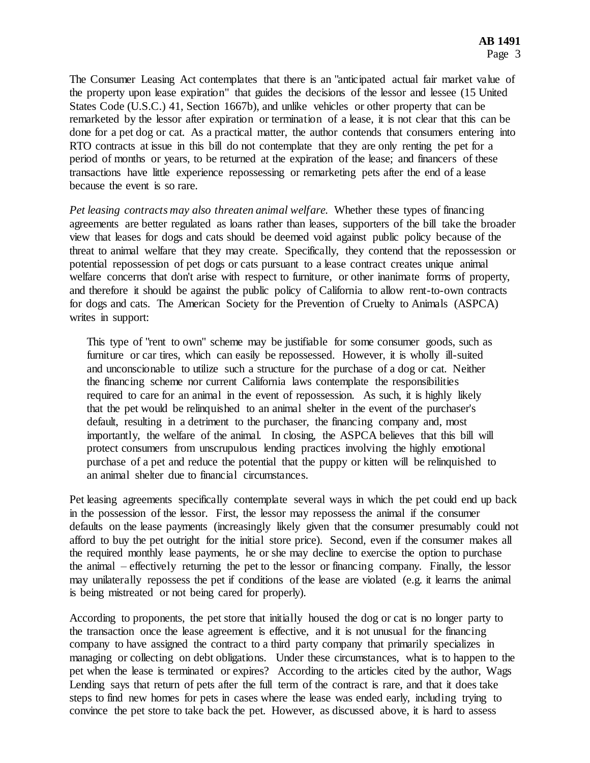The Consumer Leasing Act contemplates that there is an "anticipated actual fair market value of the property upon lease expiration" that guides the decisions of the lessor and lessee (15 United States Code (U.S.C.) 41, Section 1667b), and unlike vehicles or other property that can be remarketed by the lessor after expiration or termination of a lease, it is not clear that this can be done for a pet dog or cat. As a practical matter, the author contends that consumers entering into RTO contracts at issue in this bill do not contemplate that they are only renting the pet for a period of months or years, to be returned at the expiration of the lease; and financers of these transactions have little experience repossessing or remarketing pets after the end of a lease because the event is so rare.

*Pet leasing contracts may also threaten animal welfare.* Whether these types of financing agreements are better regulated as loans rather than leases, supporters of the bill take the broader view that leases for dogs and cats should be deemed void against public policy because of the threat to animal welfare that they may create. Specifically, they contend that the repossession or potential repossession of pet dogs or cats pursuant to a lease contract creates unique animal welfare concerns that don't arise with respect to furniture, or other inanimate forms of property, and therefore it should be against the public policy of California to allow rent-to-own contracts for dogs and cats. The American Society for the Prevention of Cruelty to Animals (ASPCA) writes in support:

> This type of "rent to own" scheme may be justifiable for some consumer goods, such as furniture or car tires, which can easily be repossessed. However, it is wholly ill-suited and unconscionable to utilize such a structure for the purchase of a dog or cat. Neither the financing scheme nor current California laws contemplate the responsibilities required to care for an animal in the event of repossession. As such, it is highly likely that the pet would be relinquished to an animal shelter in the event of the purchaser's default, resulting in a detriment to the purchaser, the financing company and, most importantly, the welfare of the animal. In closing, the ASPCA believes that this bill will protect consumers from unscrupulous lending practices involving the highly emotional purchase of a pet and reduce the potential that the puppy or kitten will be relinquished to an animal shelter due to financial circumstances.

Pet leasing agreements specifically contemplate several ways in which the pet could end up back in the possession of the lessor. First, the lessor may repossess the animal if the consumer defaults on the lease payments (increasingly likely given that the consumer presumably could not afford to buy the pet outright for the initial store price). Second, even if the consumer makes all the required monthly lease payments, he or she may decline to exercise the option to purchase the animal – effectively returning the pet to the lessor or financing company. Finally, the lessor may unilaterally repossess the pet if conditions of the lease are violated (e.g. it learns the animal is being mistreated or not being cared for properly).

According to proponents, the pet store that initially housed the dog or cat is no longer party to the transaction once the lease agreement is effective, and it is not unusual for the financing company to have assigned the contract to a third party company that primarily specializes in managing or collecting on debt obligations. Under these circumstances, what is to happen to the pet when the lease is terminated or expires? According to the articles cited by the author, Wags Lending says that return of pets after the full term of the contract is rare, and that it does take steps to find new homes for pets in cases where the lease was ended early, including trying to convince the pet store to take back the pet. However, as discussed above, it is hard to assess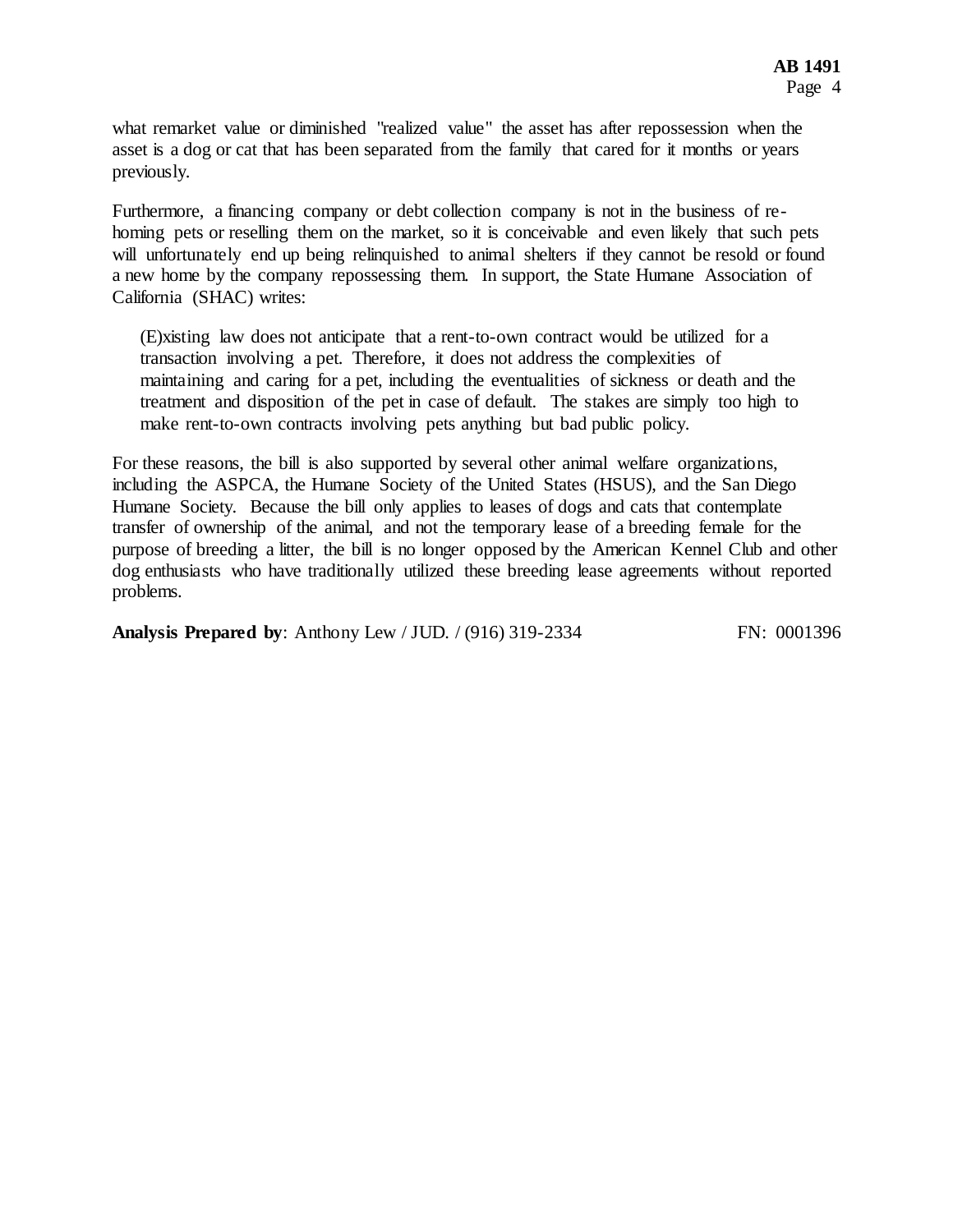what remarket value or diminished "realized value" the asset has after repossession when the asset is a dog or cat that has been separated from the family that cared for it months or years previously.

Furthermore, a financing company or debt collection company is not in the business of re-homing pets or reselling them on the market, so it is conceivable and even likely that such pets will unfortunately end up being relinquished to animal shelters if they cannot be resold or found a new home by the company repossessing them. In support, the State Humane Association of California (SHAC) writes:

> (E)xisting law does not anticipate that a rent-to-own contract would be utilized for a transaction involving a pet. Therefore, it does not address the complexities of maintaining and caring for a pet, including the eventualities of sickness or death and the treatment and disposition of the pet in case of default. The stakes are simply too high to make rent-to-own contracts involving pets anything but bad public policy.

For these reasons, the bill is also supported by several other animal welfare organizations, including the ASPCA, the Humane Society of the United States (HSUS), and the San Diego Humane Society. Because the bill only applies to leases of dogs and cats that contemplate transfer of ownership of the animal, and not the temporary lease of a breeding female for the purpose of breeding a litter, the bill is no longer opposed by the American Kennel Club and other dog enthusiasts who have traditionally utilized these breeding lease agreements without reported problems.

**Analysis Prepared by**: Anthony Lew / JUD. / (916) 319-2334 FN: 0001396